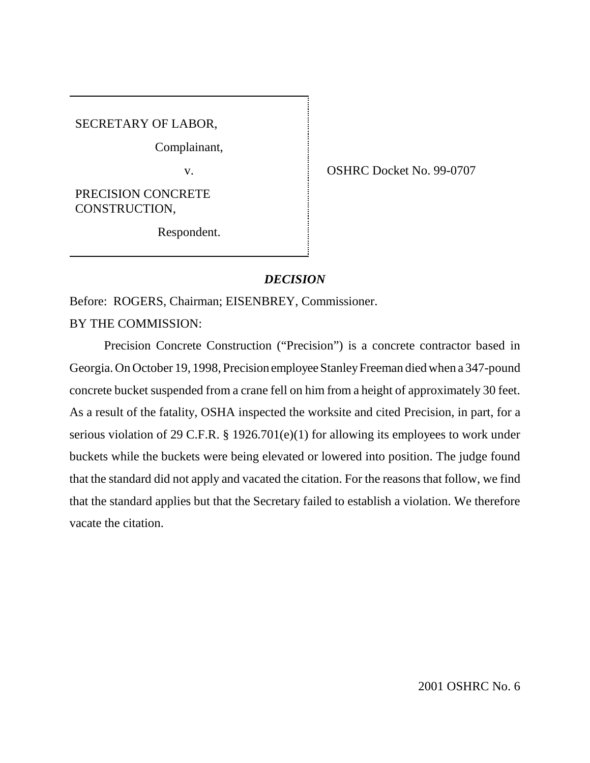SECRETARY OF LABOR,

Complainant,

v.

PRECISION CONCRETE CONSTRUCTION,

Respondent.

OSHRC Docket No. 99-0707

## *DECISION*

Before: ROGERS, Chairman; EISENBREY, Commissioner.

BY THE COMMISSION:

Precision Concrete Construction ("Precision") is a concrete contractor based in Georgia. On October 19, 1998, Precision employee Stanley Freeman died when a 347-pound concrete bucket suspended from a crane fell on him from a height of approximately 30 feet. As a result of the fatality, OSHA inspected the worksite and cited Precision, in part, for a serious violation of 29 C.F.R. § 1926.701(e)(1) for allowing its employees to work under buckets while the buckets were being elevated or lowered into position. The judge found that the standard did not apply and vacated the citation. For the reasons that follow, we find that the standard applies but that the Secretary failed to establish a violation. We therefore vacate the citation.

2001 OSHRC No. 6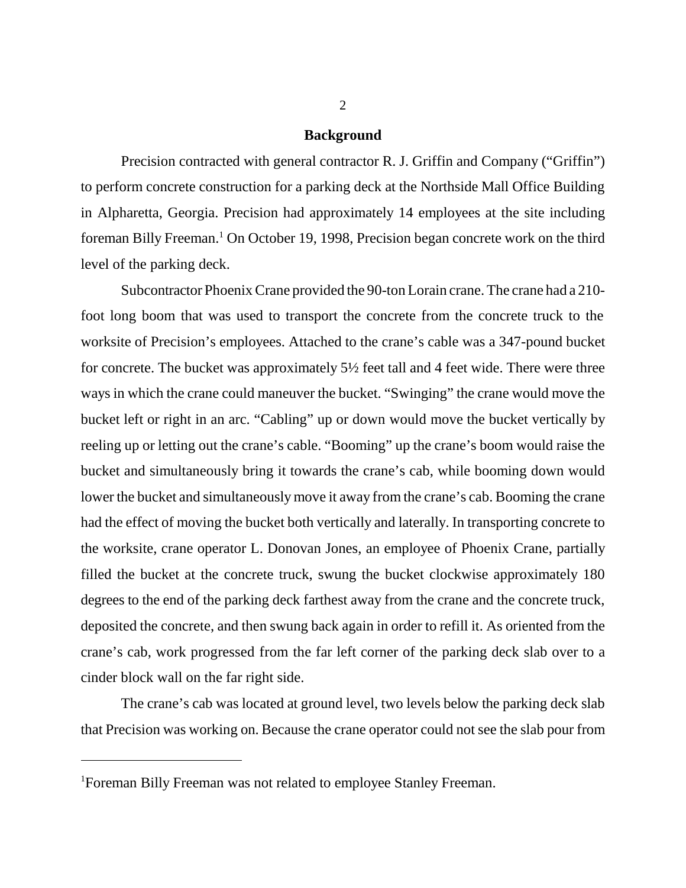## Background

Precision contracted with general contractor R. J. Griffin and Company ("Griffin") to perform concrete construction for a parking deck at the Northside Mall Office Building in Alpharetta, Georgia. Precision had approximately 14 employees at the site including foreman Billy Freeman.[1] On October 19, 1998, Precision began concrete work on the third level of the parking deck.

Subcontractor Phoenix Crane provided the 90-ton Lorain crane. The crane had a 210-foot long boom that was used to transport the concrete from the concrete truck to the worksite of Precision's employees. Attached to the crane's cable was a 347-pound bucket for concrete. The bucket was approximately 5½ feet tall and 4 feet wide. There were three ways in which the crane could maneuver the bucket. "Swinging" the crane would move the bucket left or right in an arc. "Cabling" up or down would move the bucket vertically by reeling up or letting out the crane's cable. "Booming" up the crane's boom would raise the bucket and simultaneously bring it towards the crane's cab, while booming down would lower the bucket and simultaneously move it away from the crane's cab. Booming the crane had the effect of moving the bucket both vertically and laterally. In transporting concrete to the worksite, crane operator L. Donovan Jones, an employee of Phoenix Crane, partially filled the bucket at the concrete truck, swung the bucket clockwise approximately 180 degrees to the end of the parking deck farthest away from the crane and the concrete truck, deposited the concrete, and then swung back again in order to refill it. As oriented from the crane's cab, work progressed from the far left corner of the parking deck slab over to a cinder block wall on the far right side.

The crane's cab was located at ground level, two levels below the parking deck slab that Precision was working on. Because the crane operator could not see the slab pour from

[1] Foreman Billy Freeman was not related to employee Stanley Freeman.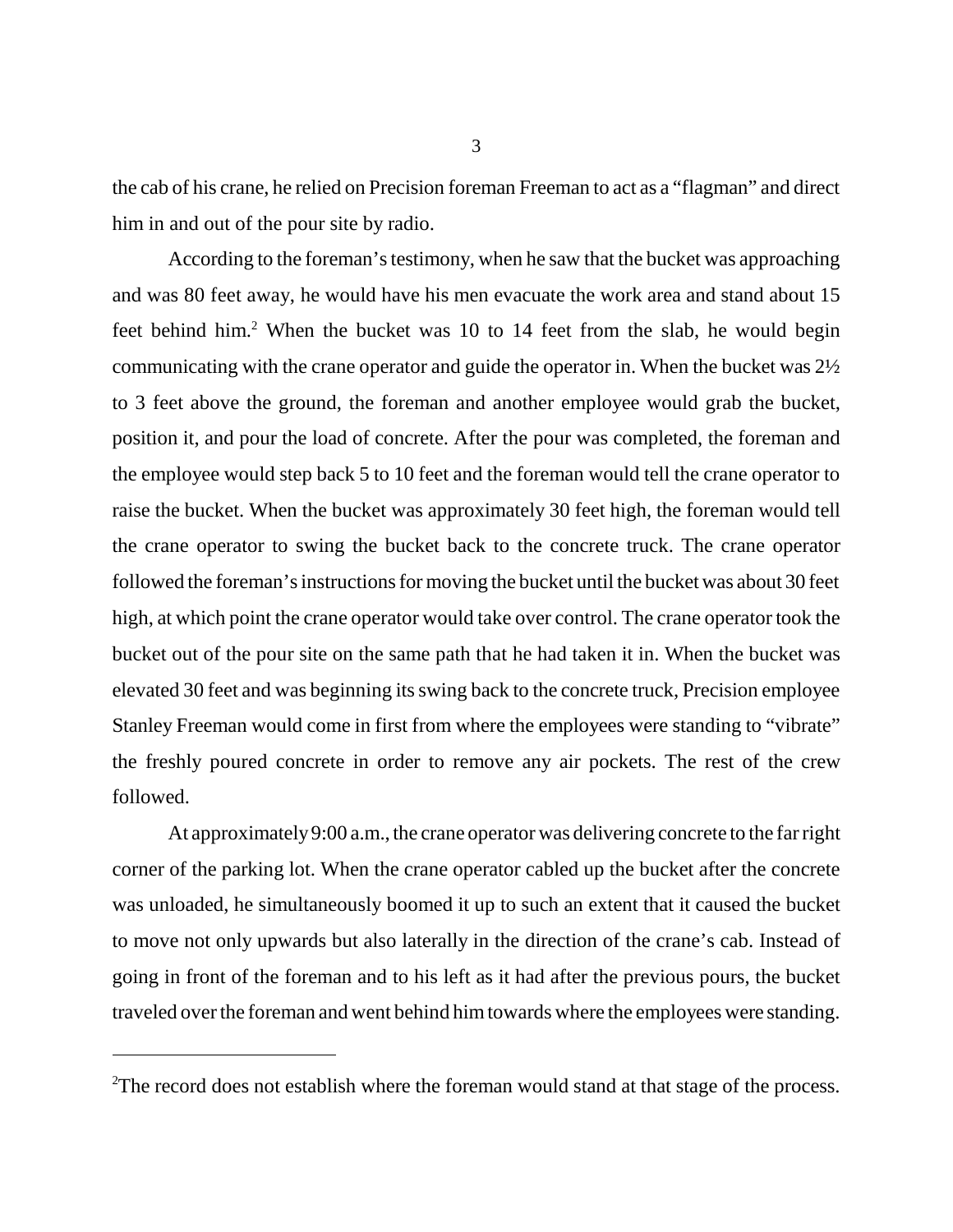the cab of his crane, he relied on Precision foreman Freeman to act as a "flagman" and direct him in and out of the pour site by radio.

According to the foreman's testimony, when he saw that the bucket was approaching and was 80 feet away, he would have his men evacuate the work area and stand about 15 feet behind him.[2] When the bucket was 10 to 14 feet from the slab, he would begin communicating with the crane operator and guide the operator in. When the bucket was 2½ to 3 feet above the ground, the foreman and another employee would grab the bucket, position it, and pour the load of concrete. After the pour was completed, the foreman and the employee would step back 5 to 10 feet and the foreman would tell the crane operator to raise the bucket. When the bucket was approximately 30 feet high, the foreman would tell the crane operator to swing the bucket back to the concrete truck. The crane operator followed the foreman's instructions for moving the bucket until the bucket was about 30 feet high, at which point the crane operator would take over control. The crane operator took the bucket out of the pour site on the same path that he had taken it in. When the bucket was elevated 30 feet and was beginning its swing back to the concrete truck, Precision employee Stanley Freeman would come in first from where the employees were standing to "vibrate" the freshly poured concrete in order to remove any air pockets. The rest of the crew followed.

At approximately 9:00 a.m., the crane operator was delivering concrete to the far right corner of the parking lot. When the crane operator cabled up the bucket after the concrete was unloaded, he simultaneously boomed it up to such an extent that it caused the bucket to move not only upwards but also laterally in the direction of the crane's cab. Instead of going in front of the foreman and to his left as it had after the previous pours, the bucket traveled over the foreman and went behind him towards where the employees were standing.

---

[2]The record does not establish where the foreman would stand at that stage of the process.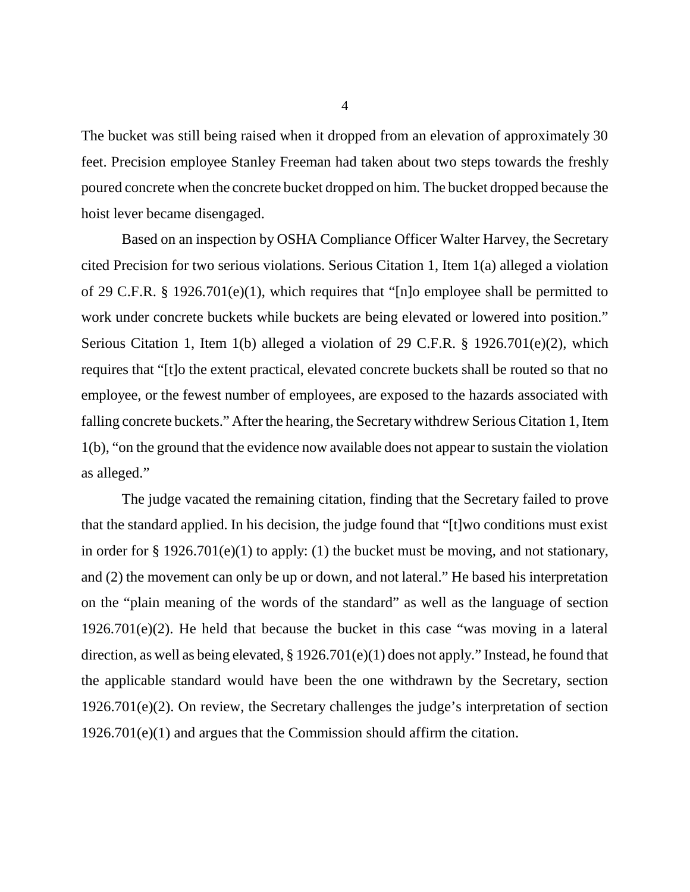The bucket was still being raised when it dropped from an elevation of approximately 30 feet. Precision employee Stanley Freeman had taken about two steps towards the freshly poured concrete when the concrete bucket dropped on him. The bucket dropped because the hoist lever became disengaged.

Based on an inspection by OSHA Compliance Officer Walter Harvey, the Secretary cited Precision for two serious violations. Serious Citation 1, Item 1(a) alleged a violation of 29 C.F.R. § 1926.701(e)(1), which requires that "[n]o employee shall be permitted to work under concrete buckets while buckets are being elevated or lowered into position." Serious Citation 1, Item 1(b) alleged a violation of 29 C.F.R. § 1926.701(e)(2), which requires that "[t]o the extent practical, elevated concrete buckets shall be routed so that no employee, or the fewest number of employees, are exposed to the hazards associated with falling concrete buckets." After the hearing, the Secretary withdrew Serious Citation 1, Item 1(b), "on the ground that the evidence now available does not appear to sustain the violation as alleged."

The judge vacated the remaining citation, finding that the Secretary failed to prove that the standard applied. In his decision, the judge found that "[t]wo conditions must exist in order for § 1926.701(e)(1) to apply: (1) the bucket must be moving, and not stationary, and (2) the movement can only be up or down, and not lateral." He based his interpretation on the "plain meaning of the words of the standard" as well as the language of section 1926.701(e)(2). He held that because the bucket in this case "was moving in a lateral direction, as well as being elevated, § 1926.701(e)(1) does not apply." Instead, he found that the applicable standard would have been the one withdrawn by the Secretary, section 1926.701(e)(2). On review, the Secretary challenges the judge's interpretation of section 1926.701(e)(1) and argues that the Commission should affirm the citation.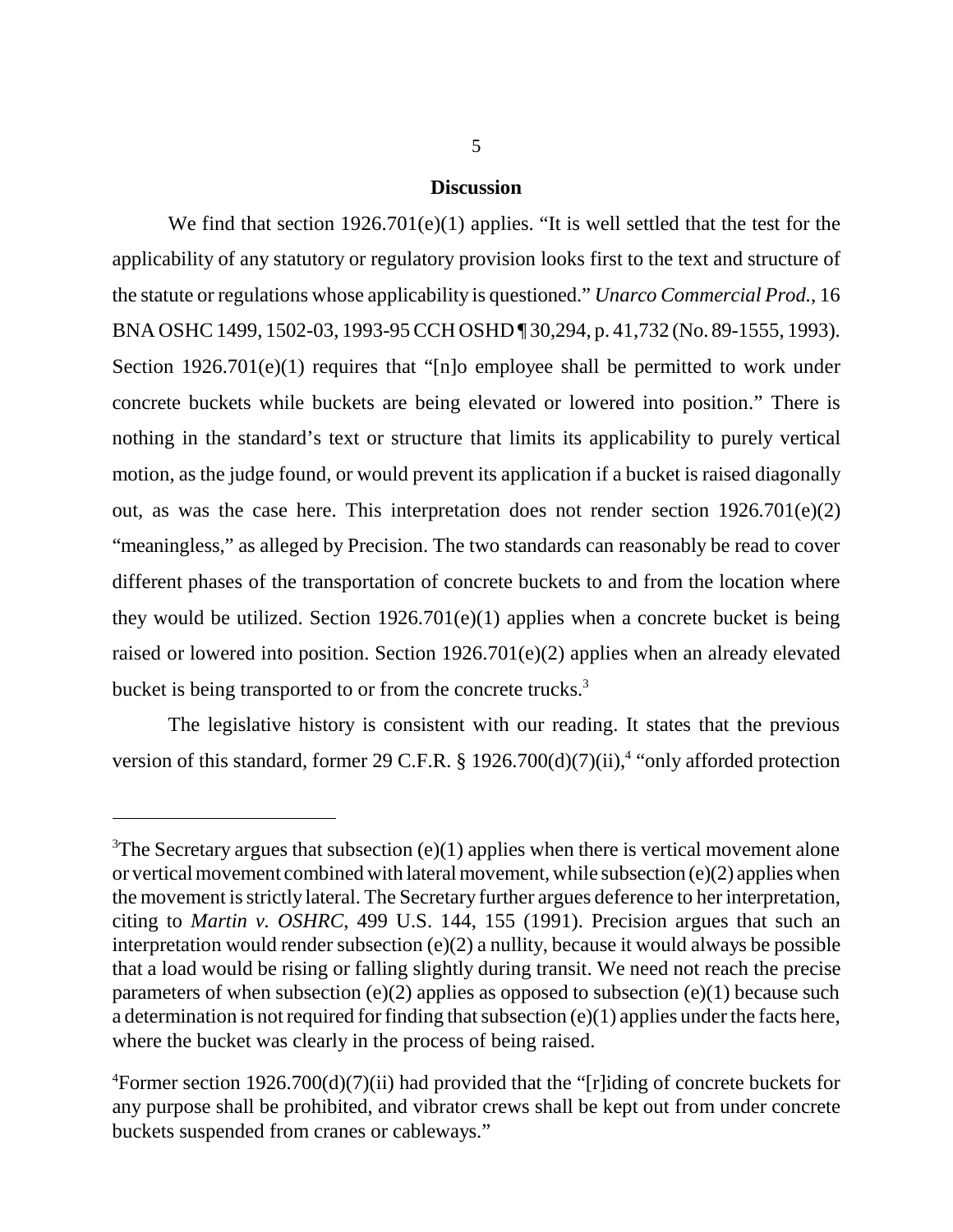## Discussion

We find that section 1926.701(e)(1) applies. "It is well settled that the test for the applicability of any statutory or regulatory provision looks first to the text and structure of the statute or regulations whose applicability is questioned." *Unarco Commercial Prod.*, 16 BNA OSHC 1499, 1502-03, 1993-95 CCH OSHD ¶ 30,294, p. 41,732 (No. 89-1555, 1993). Section 1926.701(e)(1) requires that "[n]o employee shall be permitted to work under concrete buckets while buckets are being elevated or lowered into position." There is nothing in the standard's text or structure that limits its applicability to purely vertical motion, as the judge found, or would prevent its application if a bucket is raised diagonally out, as was the case here. This interpretation does not render section 1926.701(e)(2) "meaningless," as alleged by Precision. The two standards can reasonably be read to cover different phases of the transportation of concrete buckets to and from the location where they would be utilized. Section 1926.701(e)(1) applies when a concrete bucket is being raised or lowered into position. Section 1926.701(e)(2) applies when an already elevated bucket is being transported to or from the concrete trucks.[3]

The legislative history is consistent with our reading. It states that the previous version of this standard, former 29 C.F.R. § 1926.700(d)(7)(ii),[4] "only afforded protection

---

[3]The Secretary argues that subsection (e)(1) applies when there is vertical movement alone or vertical movement combined with lateral movement, while subsection (e)(2) applies when the movement is strictly lateral. The Secretary further argues deference to her interpretation, citing to *Martin v. OSHRC*, 499 U.S. 144, 155 (1991). Precision argues that such an interpretation would render subsection (e)(2) a nullity, because it would always be possible that a load would be rising or falling slightly during transit. We need not reach the precise parameters of when subsection (e)(2) applies as opposed to subsection (e)(1) because such a determination is not required for finding that subsection (e)(1) applies under the facts here, where the bucket was clearly in the process of being raised.

[4]Former section 1926.700(d)(7)(ii) had provided that the "[r]iding of concrete buckets for any purpose shall be prohibited, and vibrator crews shall be kept out from under concrete buckets suspended from cranes or cableways."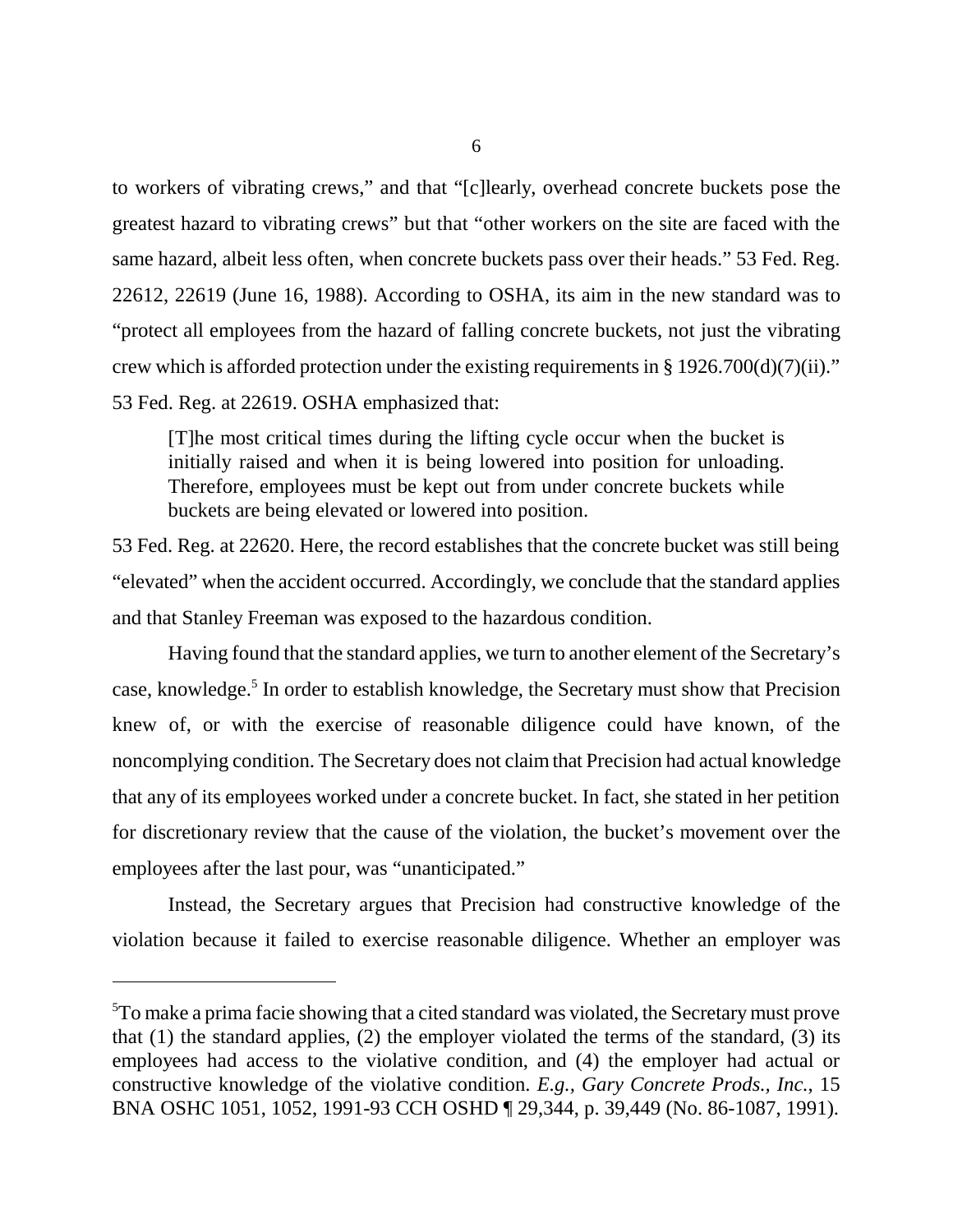to workers of vibrating crews," and that "[c]learly, overhead concrete buckets pose the greatest hazard to vibrating crews" but that "other workers on the site are faced with the same hazard, albeit less often, when concrete buckets pass over their heads." 53 Fed. Reg. 22612, 22619 (June 16, 1988). According to OSHA, its aim in the new standard was to "protect all employees from the hazard of falling concrete buckets, not just the vibrating crew which is afforded protection under the existing requirements in § 1926.700(d)(7)(ii)." 53 Fed. Reg. at 22619. OSHA emphasized that:

> [T]he most critical times during the lifting cycle occur when the bucket is initially raised and when it is being lowered into position for unloading. Therefore, employees must be kept out from under concrete buckets while buckets are being elevated or lowered into position.

53 Fed. Reg. at 22620. Here, the record establishes that the concrete bucket was still being "elevated" when the accident occurred. Accordingly, we conclude that the standard applies and that Stanley Freeman was exposed to the hazardous condition.

Having found that the standard applies, we turn to another element of the Secretary's case, knowledge.[5] In order to establish knowledge, the Secretary must show that Precision knew of, or with the exercise of reasonable diligence could have known, of the noncomplying condition. The Secretary does not claim that Precision had actual knowledge that any of its employees worked under a concrete bucket. In fact, she stated in her petition for discretionary review that the cause of the violation, the bucket's movement over the employees after the last pour, was "unanticipated."

Instead, the Secretary argues that Precision had constructive knowledge of the violation because it failed to exercise reasonable diligence. Whether an employer was

---

[5]To make a prima facie showing that a cited standard was violated, the Secretary must prove that (1) the standard applies, (2) the employer violated the terms of the standard, (3) its employees had access to the violative condition, and (4) the employer had actual or constructive knowledge of the violative condition. *E.g., Gary Concrete Prods., Inc.*, 15 BNA OSHC 1051, 1052, 1991-93 CCH OSHD ¶ 29,344, p. 39,449 (No. 86-1087, 1991).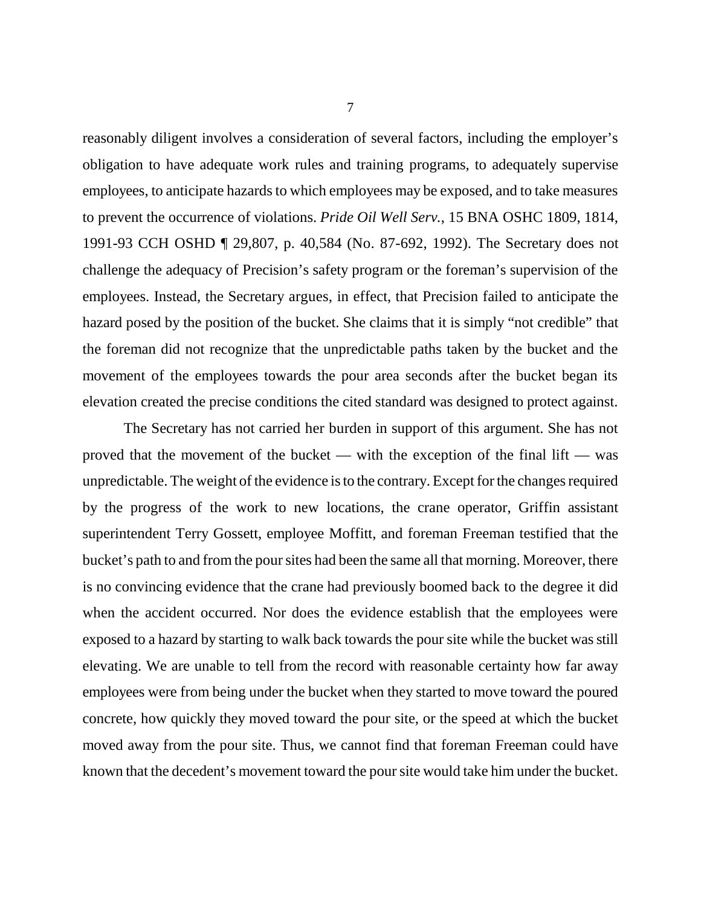reasonably diligent involves a consideration of several factors, including the employer's obligation to have adequate work rules and training programs, to adequately supervise employees, to anticipate hazards to which employees may be exposed, and to take measures to prevent the occurrence of violations. *Pride Oil Well Serv.*, 15 BNA OSHC 1809, 1814, 1991-93 CCH OSHD ¶ 29,807, p. 40,584 (No. 87-692, 1992). The Secretary does not challenge the adequacy of Precision's safety program or the foreman's supervision of the employees. Instead, the Secretary argues, in effect, that Precision failed to anticipate the hazard posed by the position of the bucket. She claims that it is simply "not credible" that the foreman did not recognize that the unpredictable paths taken by the bucket and the movement of the employees towards the pour area seconds after the bucket began its elevation created the precise conditions the cited standard was designed to protect against.

The Secretary has not carried her burden in support of this argument. She has not proved that the movement of the bucket — with the exception of the final lift — was unpredictable. The weight of the evidence is to the contrary. Except for the changes required by the progress of the work to new locations, the crane operator, Griffin assistant superintendent Terry Gossett, employee Moffitt, and foreman Freeman testified that the bucket's path to and from the pour sites had been the same all that morning. Moreover, there is no convincing evidence that the crane had previously boomed back to the degree it did when the accident occurred. Nor does the evidence establish that the employees were exposed to a hazard by starting to walk back towards the pour site while the bucket was still elevating. We are unable to tell from the record with reasonable certainty how far away employees were from being under the bucket when they started to move toward the poured concrete, how quickly they moved toward the pour site, or the speed at which the bucket moved away from the pour site. Thus, we cannot find that foreman Freeman could have known that the decedent's movement toward the pour site would take him under the bucket.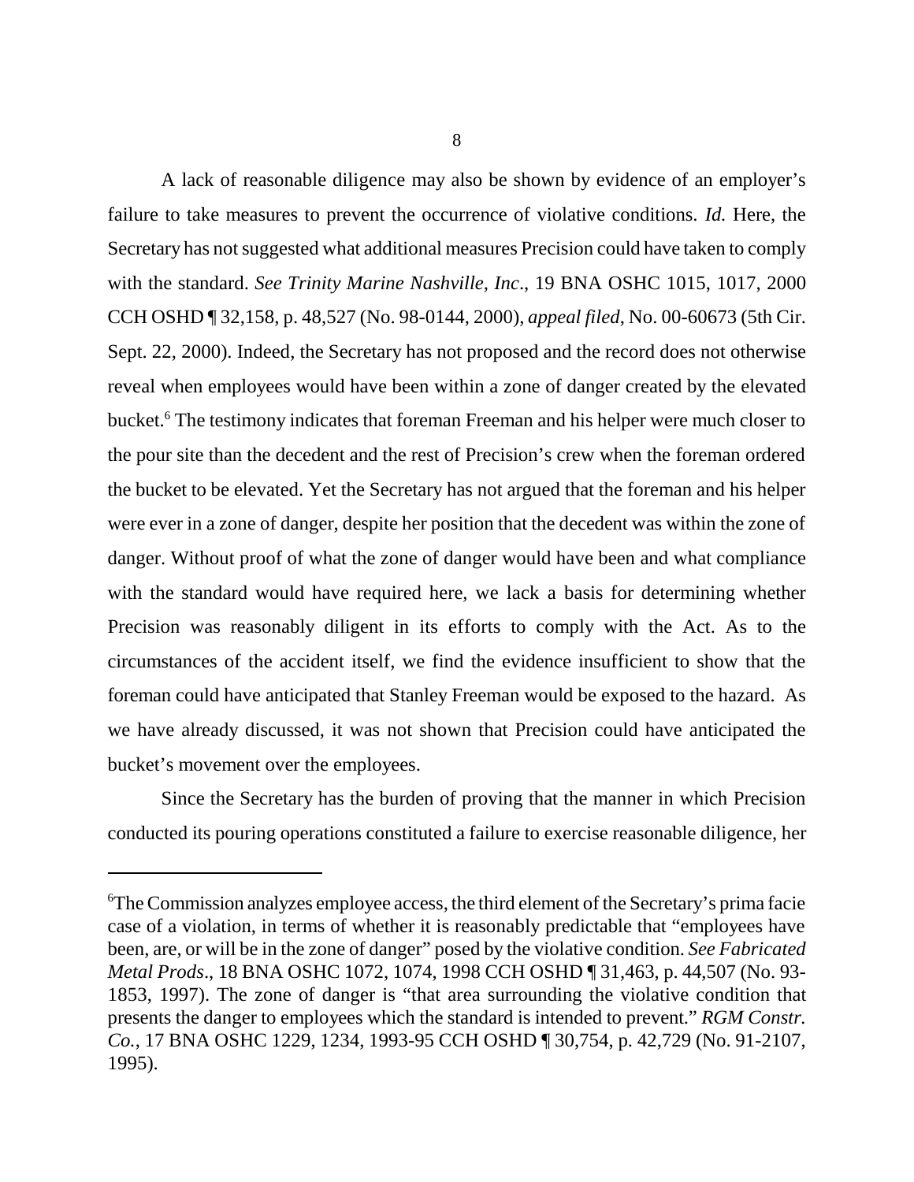A lack of reasonable diligence may also be shown by evidence of an employer's failure to take measures to prevent the occurrence of violative conditions. *Id.* Here, the Secretary has not suggested what additional measures Precision could have taken to comply with the standard. *See Trinity Marine Nashville, Inc*., 19 BNA OSHC 1015, 1017, 2000 CCH OSHD ¶ 32,158, p. 48,527 (No. 98-0144, 2000), *appeal filed*, No. 00-60673 (5th Cir. Sept. 22, 2000). Indeed, the Secretary has not proposed and the record does not otherwise reveal when employees would have been within a zone of danger created by the elevated bucket.[6] The testimony indicates that foreman Freeman and his helper were much closer to the pour site than the decedent and the rest of Precision's crew when the foreman ordered the bucket to be elevated. Yet the Secretary has not argued that the foreman and his helper were ever in a zone of danger, despite her position that the decedent was within the zone of danger. Without proof of what the zone of danger would have been and what compliance with the standard would have required here, we lack a basis for determining whether Precision was reasonably diligent in its efforts to comply with the Act. As to the circumstances of the accident itself, we find the evidence insufficient to show that the foreman could have anticipated that Stanley Freeman would be exposed to the hazard. As we have already discussed, it was not shown that Precision could have anticipated the bucket's movement over the employees.

Since the Secretary has the burden of proving that the manner in which Precision conducted its pouring operations constituted a failure to exercise reasonable diligence, her

---

[6]The Commission analyzes employee access, the third element of the Secretary's prima facie case of a violation, in terms of whether it is reasonably predictable that "employees have been, are, or will be in the zone of danger" posed by the violative condition. *See Fabricated Metal Prods*., 18 BNA OSHC 1072, 1074, 1998 CCH OSHD ¶ 31,463, p. 44,507 (No. 93-1853, 1997). The zone of danger is "that area surrounding the violative condition that presents the danger to employees which the standard is intended to prevent." *RGM Constr. Co.*, 17 BNA OSHC 1229, 1234, 1993-95 CCH OSHD ¶ 30,754, p. 42,729 (No. 91-2107, 1995).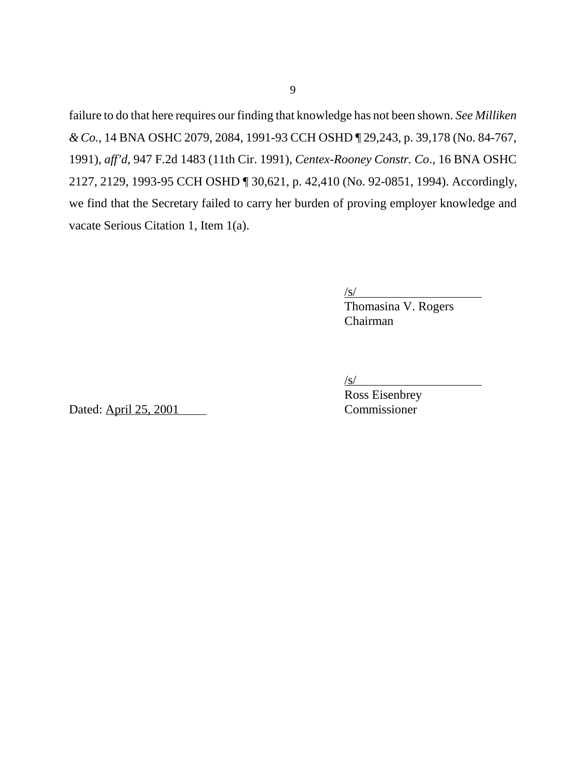failure to do that here requires our finding that knowledge has not been shown. *See Milliken & Co.*, 14 BNA OSHC 2079, 2084, 1991-93 CCH OSHD ¶ 29,243, p. 39,178 (No. 84-767, 1991), *aff'd*, 947 F.2d 1483 (11th Cir. 1991), *Centex-Rooney Constr. Co*., 16 BNA OSHC 2127, 2129, 1993-95 CCH OSHD ¶ 30,621, p. 42,410 (No. 92-0851, 1994). Accordingly, we find that the Secretary failed to carry her burden of proving employer knowledge and vacate Serious Citation 1, Item 1(a).

/s/
Thomasina V. Rogers
Chairman

/s/
Ross Eisenbrey
Commissioner

Dated: April 25, 2001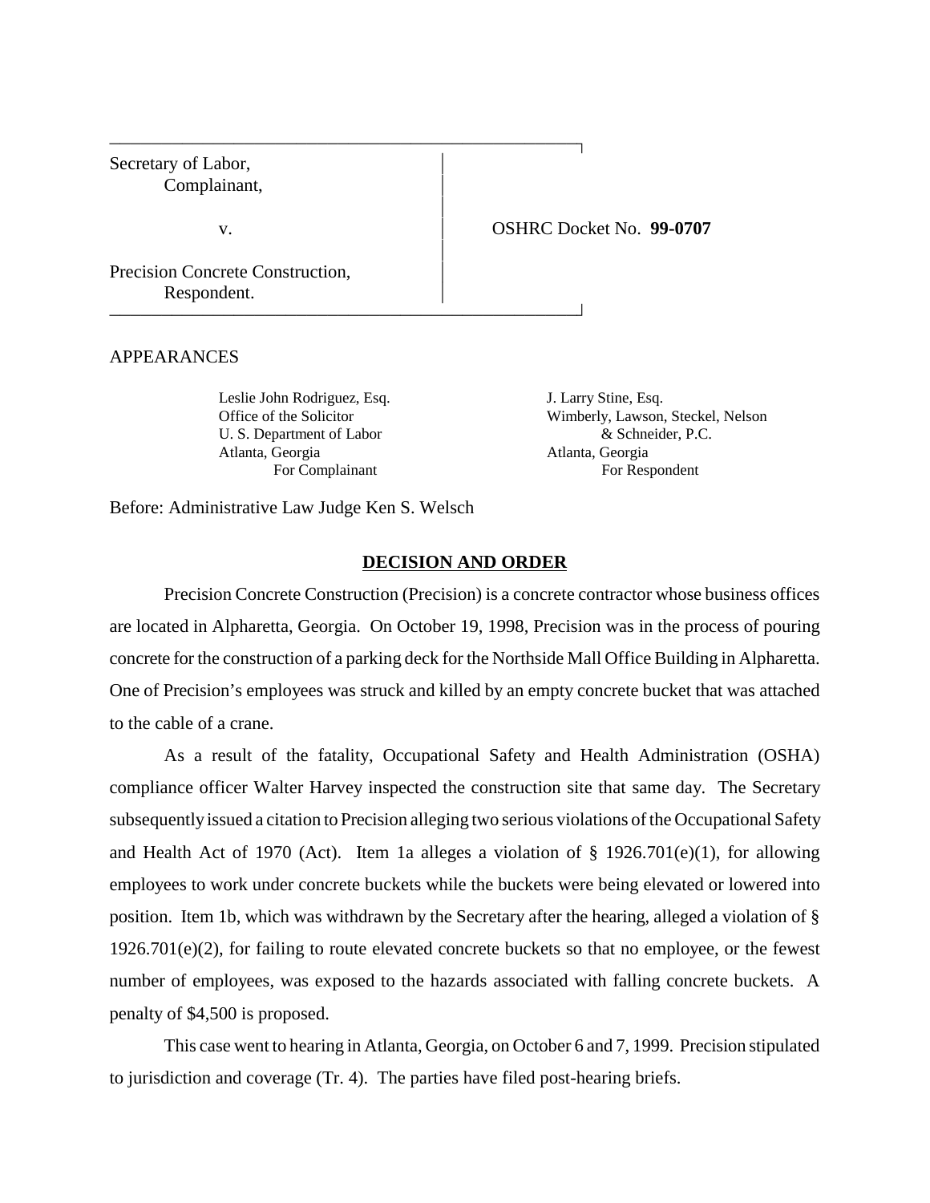Secretary of Labor,
Complainant,

v.

OSHRC Docket No. **99-0707**

Precision Concrete Construction,
Respondent.

APPEARANCES

Leslie John Rodriguez, Esq.
Office of the Solicitor
U. S. Department of Labor
Atlanta, Georgia
For Complainant

J. Larry Stine, Esq.
Wimberly, Lawson, Steckel, Nelson & Schneider, P.C.
Atlanta, Georgia
For Respondent

Before: Administrative Law Judge Ken S. Welsch

## DECISION AND ORDER

Precision Concrete Construction (Precision) is a concrete contractor whose business offices are located in Alpharetta, Georgia. On October 19, 1998, Precision was in the process of pouring concrete for the construction of a parking deck for the Northside Mall Office Building in Alpharetta. One of Precision's employees was struck and killed by an empty concrete bucket that was attached to the cable of a crane.

As a result of the fatality, Occupational Safety and Health Administration (OSHA) compliance officer Walter Harvey inspected the construction site that same day. The Secretary subsequently issued a citation to Precision alleging two serious violations of the Occupational Safety and Health Act of 1970 (Act). Item 1a alleges a violation of § 1926.701(e)(1), for allowing employees to work under concrete buckets while the buckets were being elevated or lowered into position. Item 1b, which was withdrawn by the Secretary after the hearing, alleged a violation of § 1926.701(e)(2), for failing to route elevated concrete buckets so that no employee, or the fewest number of employees, was exposed to the hazards associated with falling concrete buckets. A penalty of $4,500 is proposed.

This case went to hearing in Atlanta, Georgia, on October 6 and 7, 1999. Precision stipulated to jurisdiction and coverage (Tr. 4). The parties have filed post-hearing briefs.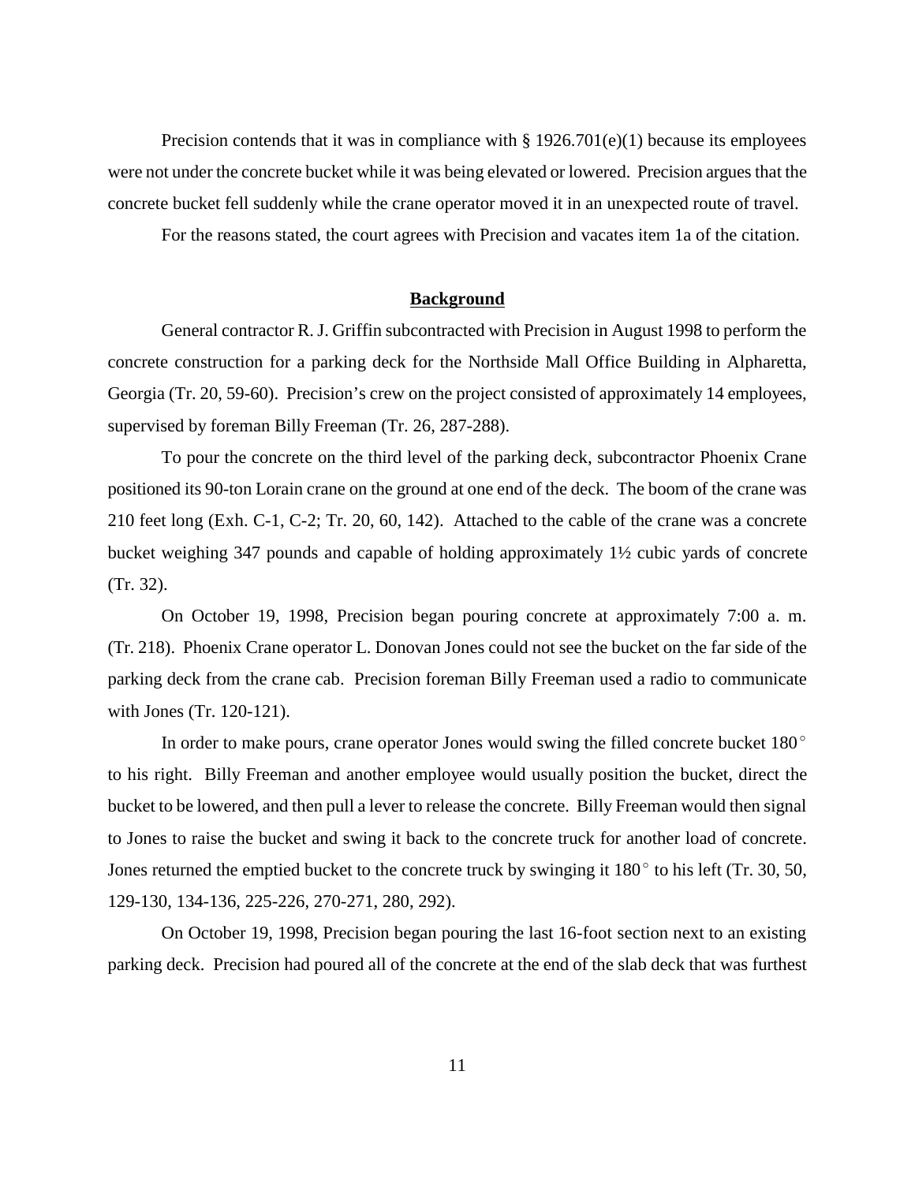Precision contends that it was in compliance with § 1926.701(e)(1) because its employees were not under the concrete bucket while it was being elevated or lowered. Precision argues that the concrete bucket fell suddenly while the crane operator moved it in an unexpected route of travel.

For the reasons stated, the court agrees with Precision and vacates item 1a of the citation.

## Background

General contractor R. J. Griffin subcontracted with Precision in August 1998 to perform the concrete construction for a parking deck for the Northside Mall Office Building in Alpharetta, Georgia (Tr. 20, 59-60). Precision's crew on the project consisted of approximately 14 employees, supervised by foreman Billy Freeman (Tr. 26, 287-288).

To pour the concrete on the third level of the parking deck, subcontractor Phoenix Crane positioned its 90-ton Lorain crane on the ground at one end of the deck. The boom of the crane was 210 feet long (Exh. C-1, C-2; Tr. 20, 60, 142). Attached to the cable of the crane was a concrete bucket weighing 347 pounds and capable of holding approximately 1½ cubic yards of concrete (Tr. 32).

On October 19, 1998, Precision began pouring concrete at approximately 7:00 a. m. (Tr. 218). Phoenix Crane operator L. Donovan Jones could not see the bucket on the far side of the parking deck from the crane cab. Precision foreman Billy Freeman used a radio to communicate with Jones (Tr. 120-121).

In order to make pours, crane operator Jones would swing the filled concrete bucket 180° to his right. Billy Freeman and another employee would usually position the bucket, direct the bucket to be lowered, and then pull a lever to release the concrete. Billy Freeman would then signal to Jones to raise the bucket and swing it back to the concrete truck for another load of concrete. Jones returned the emptied bucket to the concrete truck by swinging it 180° to his left (Tr. 30, 50, 129-130, 134-136, 225-226, 270-271, 280, 292).

On October 19, 1998, Precision began pouring the last 16-foot section next to an existing parking deck. Precision had poured all of the concrete at the end of the slab deck that was furthest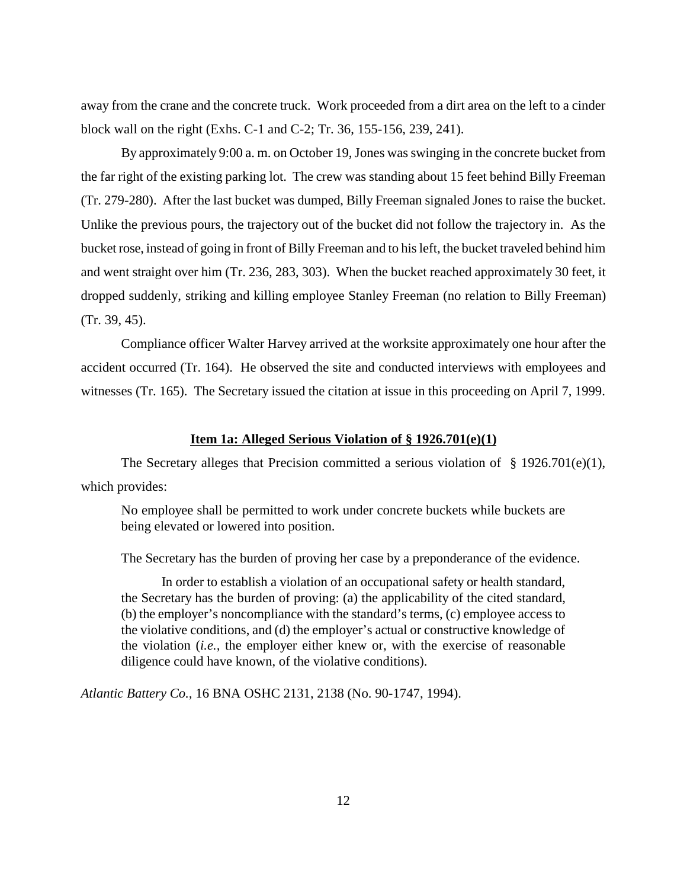away from the crane and the concrete truck. Work proceeded from a dirt area on the left to a cinder block wall on the right (Exhs. C-1 and C-2; Tr. 36, 155-156, 239, 241).

By approximately 9:00 a. m. on October 19, Jones was swinging in the concrete bucket from the far right of the existing parking lot. The crew was standing about 15 feet behind Billy Freeman (Tr. 279-280). After the last bucket was dumped, Billy Freeman signaled Jones to raise the bucket. Unlike the previous pours, the trajectory out of the bucket did not follow the trajectory in. As the bucket rose, instead of going in front of Billy Freeman and to his left, the bucket traveled behind him and went straight over him (Tr. 236, 283, 303). When the bucket reached approximately 30 feet, it dropped suddenly, striking and killing employee Stanley Freeman (no relation to Billy Freeman) (Tr. 39, 45).

Compliance officer Walter Harvey arrived at the worksite approximately one hour after the accident occurred (Tr. 164). He observed the site and conducted interviews with employees and witnesses (Tr. 165). The Secretary issued the citation at issue in this proceeding on April 7, 1999.

## Item 1a: Alleged Serious Violation of § 1926.701(e)(1)

The Secretary alleges that Precision committed a serious violation of § 1926.701(e)(1), which provides:

> No employee shall be permitted to work under concrete buckets while buckets are being elevated or lowered into position.

The Secretary has the burden of proving her case by a preponderance of the evidence.

> In order to establish a violation of an occupational safety or health standard, the Secretary has the burden of proving: (a) the applicability of the cited standard, (b) the employer's noncompliance with the standard's terms, (c) employee access to the violative conditions, and (d) the employer's actual or constructive knowledge of the violation (*i.e.*, the employer either knew or, with the exercise of reasonable diligence could have known, of the violative conditions).

*Atlantic Battery Co.*, 16 BNA OSHC 2131, 2138 (No. 90-1747, 1994).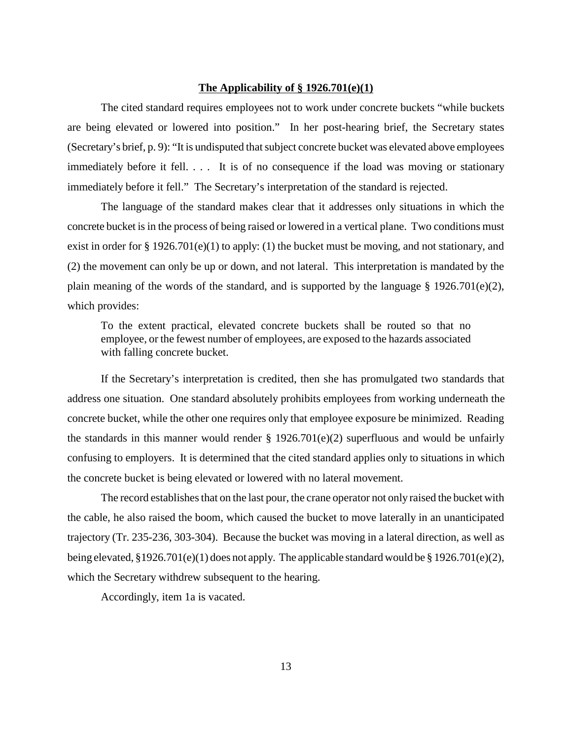**The Applicability of § 1926.701(e)(1)**

The cited standard requires employees not to work under concrete buckets "while buckets are being elevated or lowered into position." In her post-hearing brief, the Secretary states (Secretary's brief, p. 9): "It is undisputed that subject concrete bucket was elevated above employees immediately before it fell. . . . It is of no consequence if the load was moving or stationary immediately before it fell." The Secretary's interpretation of the standard is rejected.

The language of the standard makes clear that it addresses only situations in which the concrete bucket is in the process of being raised or lowered in a vertical plane. Two conditions must exist in order for § 1926.701(e)(1) to apply: (1) the bucket must be moving, and not stationary, and (2) the movement can only be up or down, and not lateral. This interpretation is mandated by the plain meaning of the words of the standard, and is supported by the language § 1926.701(e)(2), which provides:

> To the extent practical, elevated concrete buckets shall be routed so that no employee, or the fewest number of employees, are exposed to the hazards associated with falling concrete bucket.

If the Secretary's interpretation is credited, then she has promulgated two standards that address one situation. One standard absolutely prohibits employees from working underneath the concrete bucket, while the other one requires only that employee exposure be minimized. Reading the standards in this manner would render § 1926.701(e)(2) superfluous and would be unfairly confusing to employers. It is determined that the cited standard applies only to situations in which the concrete bucket is being elevated or lowered with no lateral movement.

The record establishes that on the last pour, the crane operator not only raised the bucket with the cable, he also raised the boom, which caused the bucket to move laterally in an unanticipated trajectory (Tr. 235-236, 303-304). Because the bucket was moving in a lateral direction, as well as being elevated, §1926.701(e)(1) does not apply. The applicable standard would be § 1926.701(e)(2), which the Secretary withdrew subsequent to the hearing.

Accordingly, item 1a is vacated.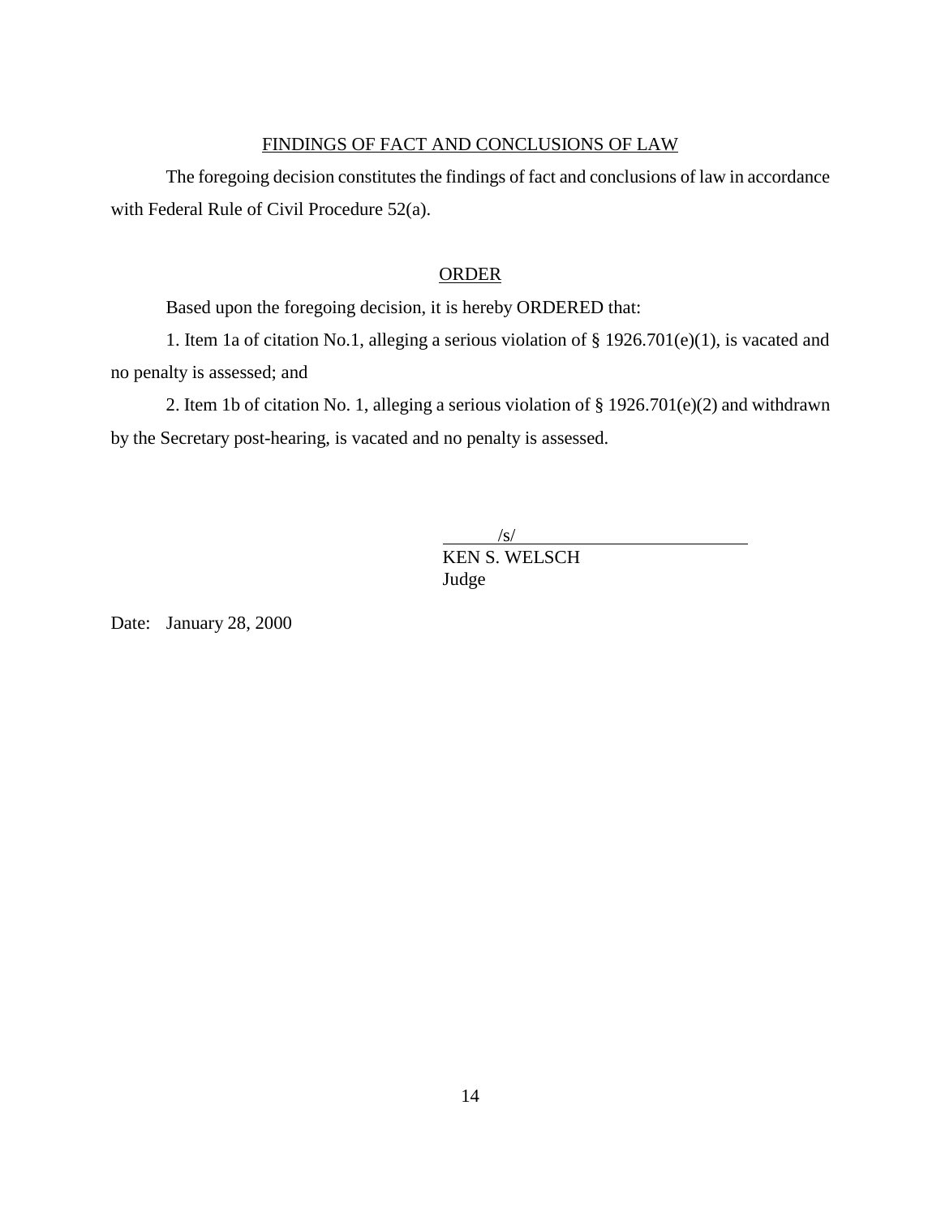## FINDINGS OF FACT AND CONCLUSIONS OF LAW

The foregoing decision constitutes the findings of fact and conclusions of law in accordance with Federal Rule of Civil Procedure 52(a).

## ORDER

Based upon the foregoing decision, it is hereby ORDERED that:

1. Item 1a of citation No.1, alleging a serious violation of § 1926.701(e)(1), is vacated and no penalty is assessed; and

2. Item 1b of citation No. 1, alleging a serious violation of § 1926.701(e)(2) and withdrawn by the Secretary post-hearing, is vacated and no penalty is assessed.

/s/
KEN S. WELSCH
Judge

Date: January 28, 2000